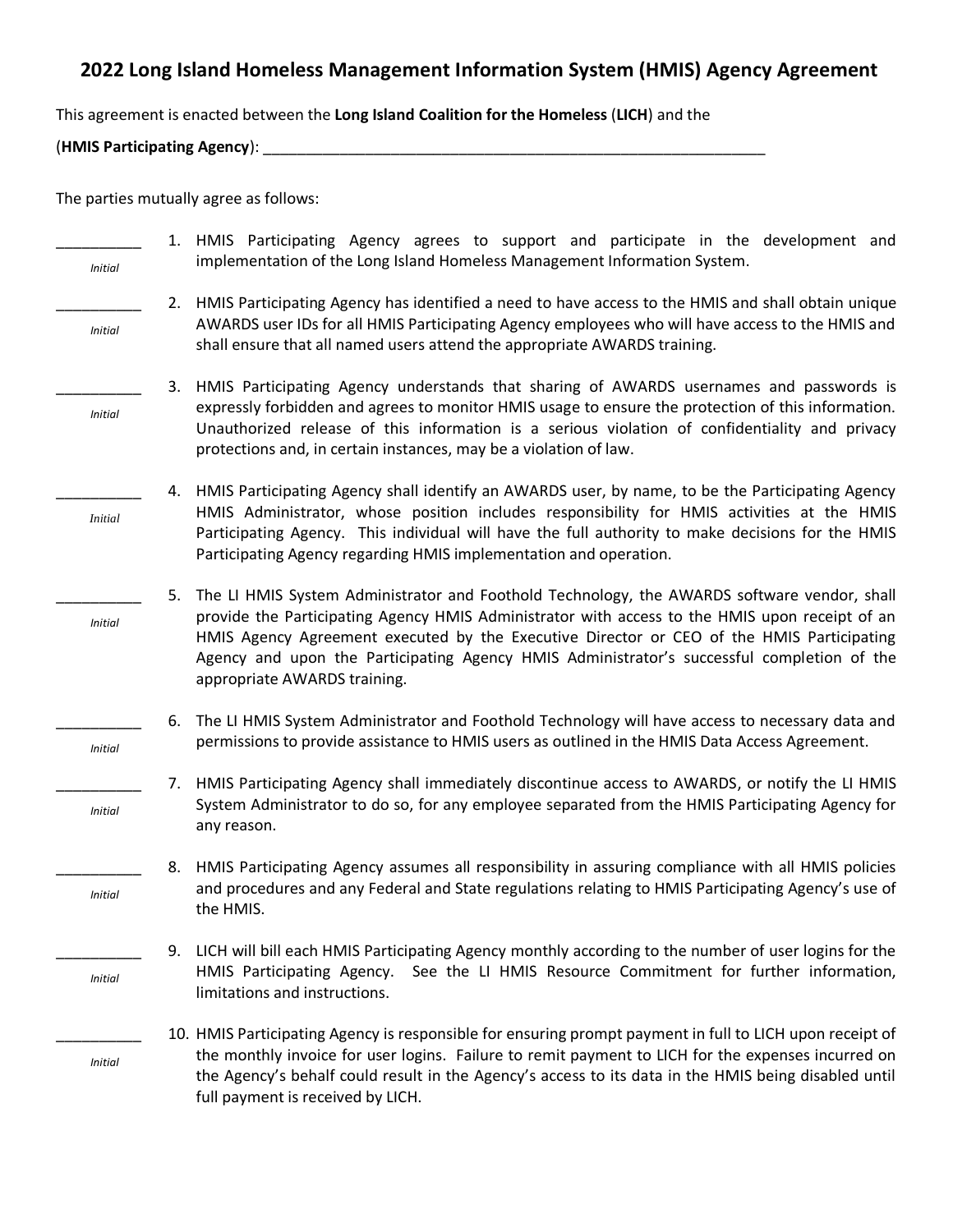# 2022 Long Island Homeless Management Information System (HMIS) Agency Agreement

This agreement is enacted between the **Long Island Coalition for the Homeless** (**LICH**) and the

(**HMIS Participating Agency**): _______________________________________________________________

The parties mutually agree as follows:

__________ *Initial*

1. HMIS Participating Agency agrees to support and participate in the development and implementation of the Long Island Homeless Management Information System.

__________ *Initial*

2. HMIS Participating Agency has identified a need to have access to the HMIS and shall obtain unique AWARDS user IDs for all HMIS Participating Agency employees who will have access to the HMIS and shall ensure that all named users attend the appropriate AWARDS training.

__________ *Initial*

3. HMIS Participating Agency understands that sharing of AWARDS usernames and passwords is expressly forbidden and agrees to monitor HMIS usage to ensure the protection of this information. Unauthorized release of this information is a serious violation of confidentiality and privacy protections and, in certain instances, may be a violation of law.

__________ *Initial*

4. HMIS Participating Agency shall identify an AWARDS user, by name, to be the Participating Agency HMIS Administrator, whose position includes responsibility for HMIS activities at the HMIS Participating Agency. This individual will have the full authority to make decisions for the HMIS Participating Agency regarding HMIS implementation and operation.

__________ *Initial*

5. The LI HMIS System Administrator and Foothold Technology, the AWARDS software vendor, shall provide the Participating Agency HMIS Administrator with access to the HMIS upon receipt of an HMIS Agency Agreement executed by the Executive Director or CEO of the HMIS Participating Agency and upon the Participating Agency HMIS Administrator's successful completion of the appropriate AWARDS training.

__________ *Initial*

6. The LI HMIS System Administrator and Foothold Technology will have access to necessary data and permissions to provide assistance to HMIS users as outlined in the HMIS Data Access Agreement.

__________ *Initial*

7. HMIS Participating Agency shall immediately discontinue access to AWARDS, or notify the LI HMIS System Administrator to do so, for any employee separated from the HMIS Participating Agency for any reason.

__________ *Initial*

8. HMIS Participating Agency assumes all responsibility in assuring compliance with all HMIS policies and procedures and any Federal and State regulations relating to HMIS Participating Agency's use of the HMIS.

__________ *Initial*

9. LICH will bill each HMIS Participating Agency monthly according to the number of user logins for the HMIS Participating Agency. See the LI HMIS Resource Commitment for further information, limitations and instructions.

__________ *Initial*

10. HMIS Participating Agency is responsible for ensuring prompt payment in full to LICH upon receipt of the monthly invoice for user logins. Failure to remit payment to LICH for the expenses incurred on the Agency's behalf could result in the Agency's access to its data in the HMIS being disabled until full payment is received by LICH.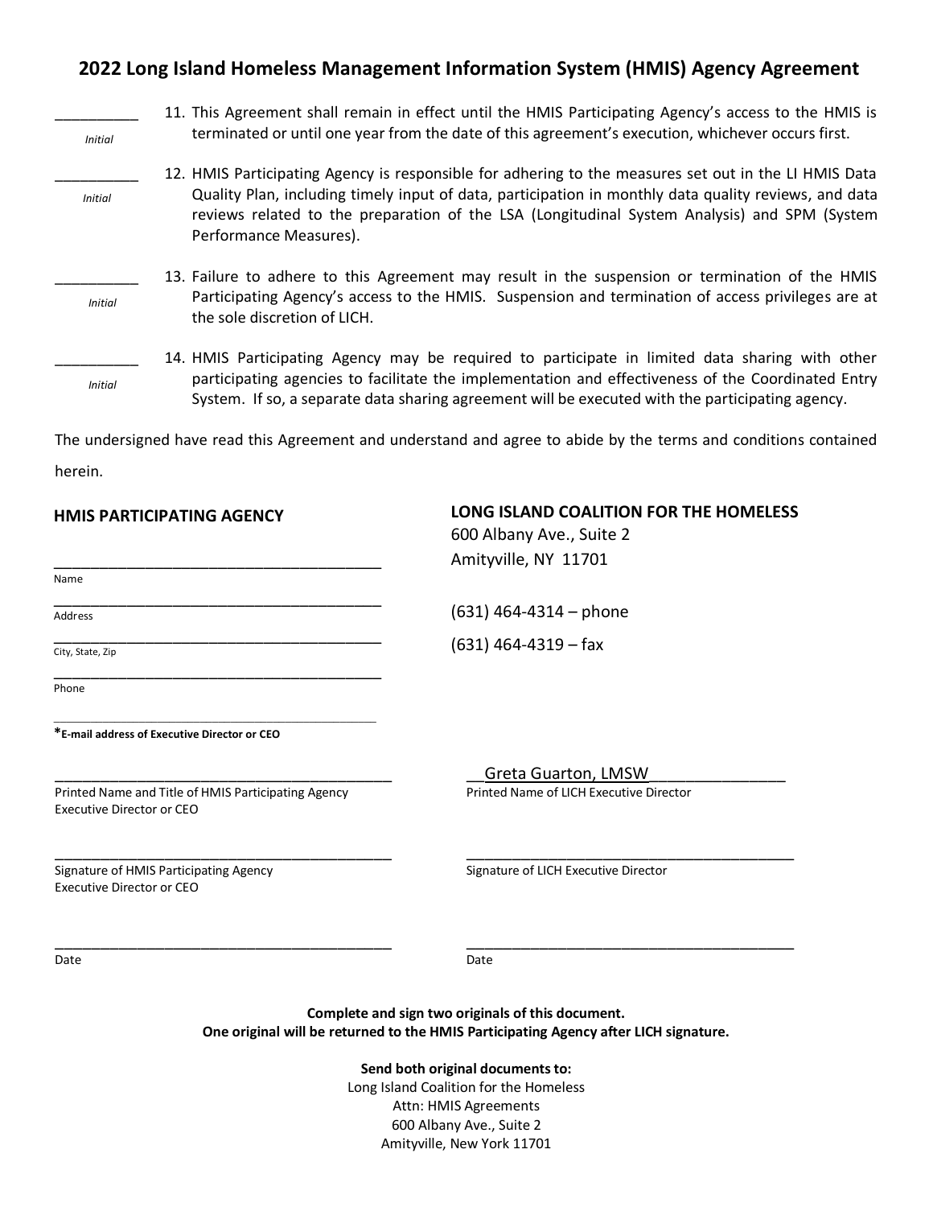## 2022 Long Island Homeless Management Information System (HMIS) Agency Agreement

__________ *Initial*

11. This Agreement shall remain in effect until the HMIS Participating Agency's access to the HMIS is terminated or until one year from the date of this agreement's execution, whichever occurs first.

__________ *Initial*

12. HMIS Participating Agency is responsible for adhering to the measures set out in the LI HMIS Data Quality Plan, including timely input of data, participation in monthly data quality reviews, and data reviews related to the preparation of the LSA (Longitudinal System Analysis) and SPM (System Performance Measures).

__________ *Initial*

13. Failure to adhere to this Agreement may result in the suspension or termination of the HMIS Participating Agency's access to the HMIS. Suspension and termination of access privileges are at the sole discretion of LICH.

__________ *Initial*

14. HMIS Participating Agency may be required to participate in limited data sharing with other participating agencies to facilitate the implementation and effectiveness of the Coordinated Entry System. If so, a separate data sharing agreement will be executed with the participating agency.

The undersigned have read this Agreement and understand and agree to abide by the terms and conditions contained herein.

**HMIS PARTICIPATING AGENCY**

________________________________________
Name

________________________________________
Address

________________________________________
City, State, Zip

________________________________________
Phone

________________________________________
**\*E-mail address of Executive Director or CEO**

________________________________________
Printed Name and Title of HMIS Participating Agency Executive Director or CEO

________________________________________
Signature of HMIS Participating Agency Executive Director or CEO

________________________________________
Date

**LONG ISLAND COALITION FOR THE HOMELESS**
600 Albany Ave., Suite 2
Amityville, NY 11701

(631) 464-4314 – phone
(631) 464-4319 – fax

__Greta Guarton, LMSW_______________
Printed Name of LICH Executive Director

________________________________________
Signature of LICH Executive Director

________________________________________
Date

**Complete and sign two originals of this document.**
**One original will be returned to the HMIS Participating Agency after LICH signature.**

**Send both original documents to:**
Long Island Coalition for the Homeless
Attn: HMIS Agreements
600 Albany Ave., Suite 2
Amityville, New York 11701